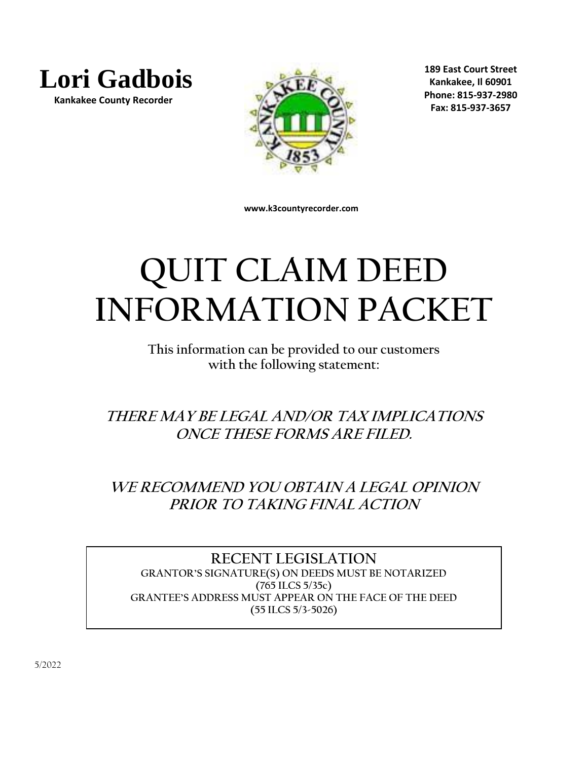**Lori Gadbois**
**Kankakee County Recorder**

**189 East Court Street**
**Kankakee, Il 60901**
**Phone: 815-937-2980**
**Fax: 815-937-3657**

**www.k3countyrecorder.com**

# QUIT CLAIM DEED INFORMATION PACKET

**This information can be provided to our customers with the following statement:**

***THERE MAY BE LEGAL AND/OR TAX IMPLICATIONS ONCE THESE FORMS ARE FILED.***

***WE RECOMMEND YOU OBTAIN A LEGAL OPINION PRIOR TO TAKING FINAL ACTION***

## RECENT LEGISLATION

**GRANTOR'S SIGNATURE(S) ON DEEDS MUST BE NOTARIZED**
**(765 ILCS 5/35c)**
**GRANTEE'S ADDRESS MUST APPEAR ON THE FACE OF THE DEED**
**(55 ILCS 5/3-5026)**

5/2022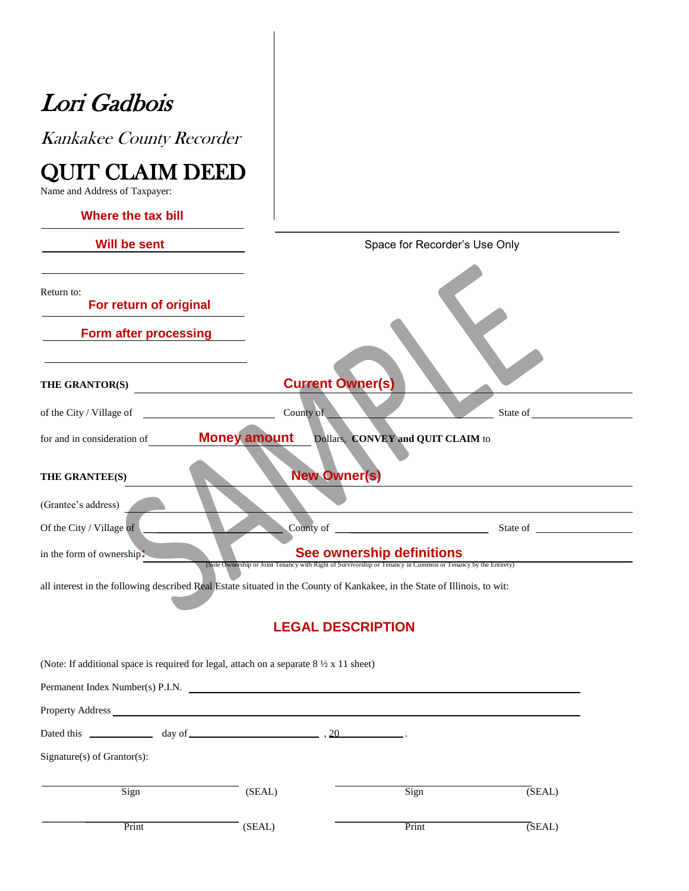*Lori Gadbois*

*Kankakee County Recorder*

# QUIT CLAIM DEED

Name and Address of Taxpayer:

Where the tax bill

Will be sent

Space for Recorder's Use Only

Return to:

For return of original

Form after processing

**THE GRANTOR(S)** Current Owner(s)

of the City / Village of ______________ County of ______________ State of ______________

for and in consideration of Money amount Dollars, **CONVEY and QUIT CLAIM** to

**THE GRANTEE(S)** New Owner(s)

(Grantee's address) ______________

Of the City / Village of ______________ County of ______________ State of ______________

in the form of ownership: See ownership definitions

(Sole Ownership or Joint Tenancy with Right of Survivorship or Tenancy in Common or Tenancy by the Entirety)

all interest in the following described Real Estate situated in the County of Kankakee, in the State of Illinois, to wit:

## LEGAL DESCRIPTION

(Note: If additional space is required for legal, attach on a separate 8 ½ x 11 sheet)

Permanent Index Number(s) P.I.N. ______________

Property Address ______________

Dated this ________ day of ______________ , 20________.

Signature(s) of Grantor(s):

| | | | |
|---|---|---|---|
| Sign | (SEAL) | Sign | (SEAL) |
| Print | (SEAL) | Print | (SEAL) |

SAMPLE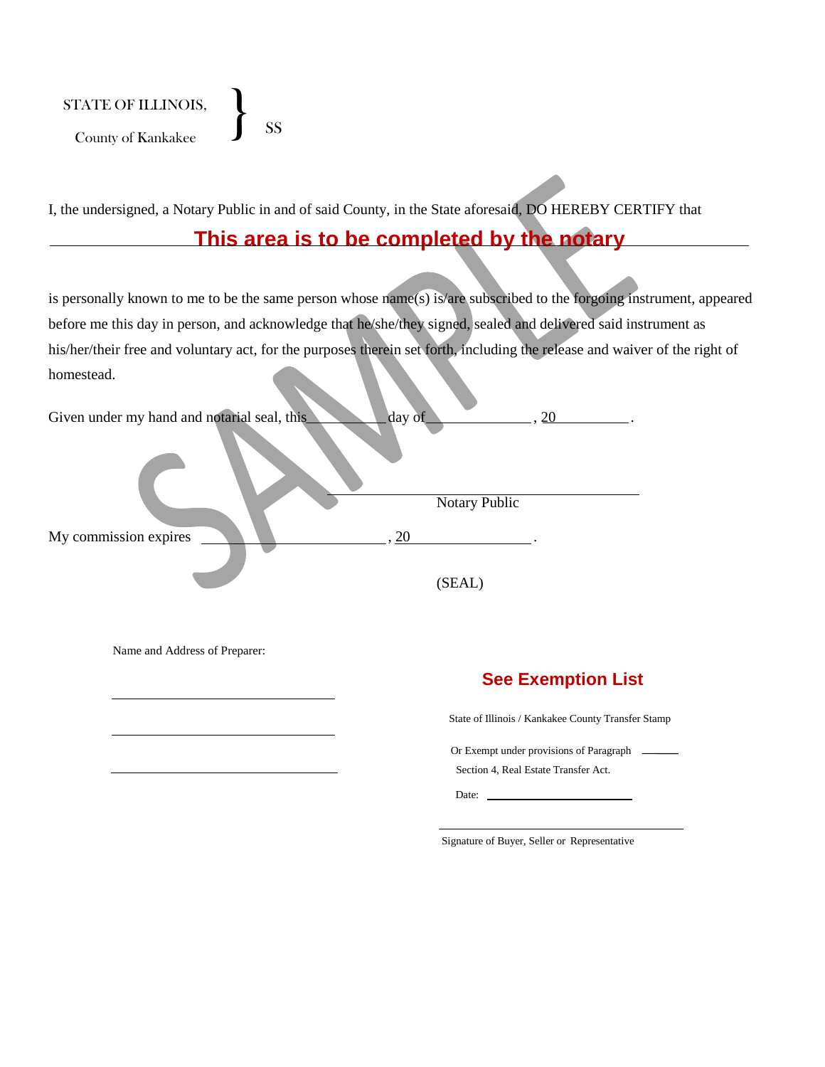STATE OF ILLINOIS,
County of Kankakee } SS

I, the undersigned, a Notary Public in and of said County, in the State aforesaid, DO HEREBY CERTIFY that

**This area is to be completed by the notary**

is personally known to me to be the same person whose name(s) is/are subscribed to the forgoing instrument, appeared before me this day in person, and acknowledge that he/she/they signed, sealed and delivered said instrument as his/her/their free and voluntary act, for the purposes therein set forth, including the release and waiver of the right of homestead.

Given under my hand and notarial seal, this __________ day of ______________, 20__________.

______________________________
Notary Public

My commission expires ______________________, 20______________.

(SEAL)

Name and Address of Preparer:

______________________________

______________________________

______________________________

**See Exemption List**

State of Illinois / Kankakee County Transfer Stamp

Or Exempt under provisions of Paragraph ______
Section 4, Real Estate Transfer Act.

Date: ______________________

______________________________
Signature of Buyer, Seller or Representative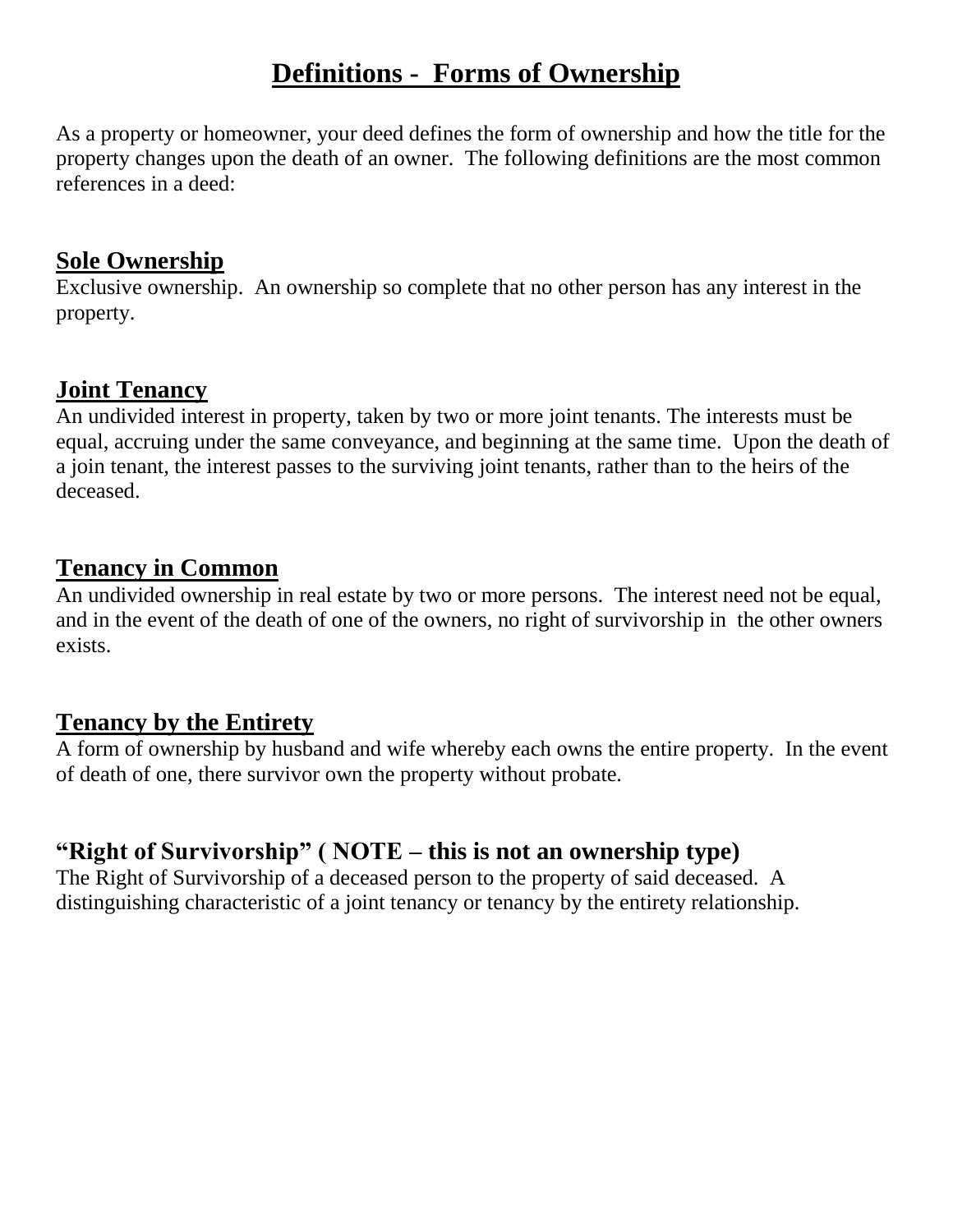# Definitions - Forms of Ownership

As a property or homeowner, your deed defines the form of ownership and how the title for the property changes upon the death of an owner. The following definitions are the most common references in a deed:

## Sole Ownership

Exclusive ownership. An ownership so complete that no other person has any interest in the property.

## Joint Tenancy

An undivided interest in property, taken by two or more joint tenants. The interests must be equal, accruing under the same conveyance, and beginning at the same time. Upon the death of a join tenant, the interest passes to the surviving joint tenants, rather than to the heirs of the deceased.

## Tenancy in Common

An undivided ownership in real estate by two or more persons. The interest need not be equal, and in the event of the death of one of the owners, no right of survivorship in the other owners exists.

## Tenancy by the Entirety

A form of ownership by husband and wife whereby each owns the entire property. In the event of death of one, there survivor own the property without probate.

## "Right of Survivorship" ( NOTE – this is not an ownership type)

The Right of Survivorship of a deceased person to the property of said deceased. A distinguishing characteristic of a joint tenancy or tenancy by the entirety relationship.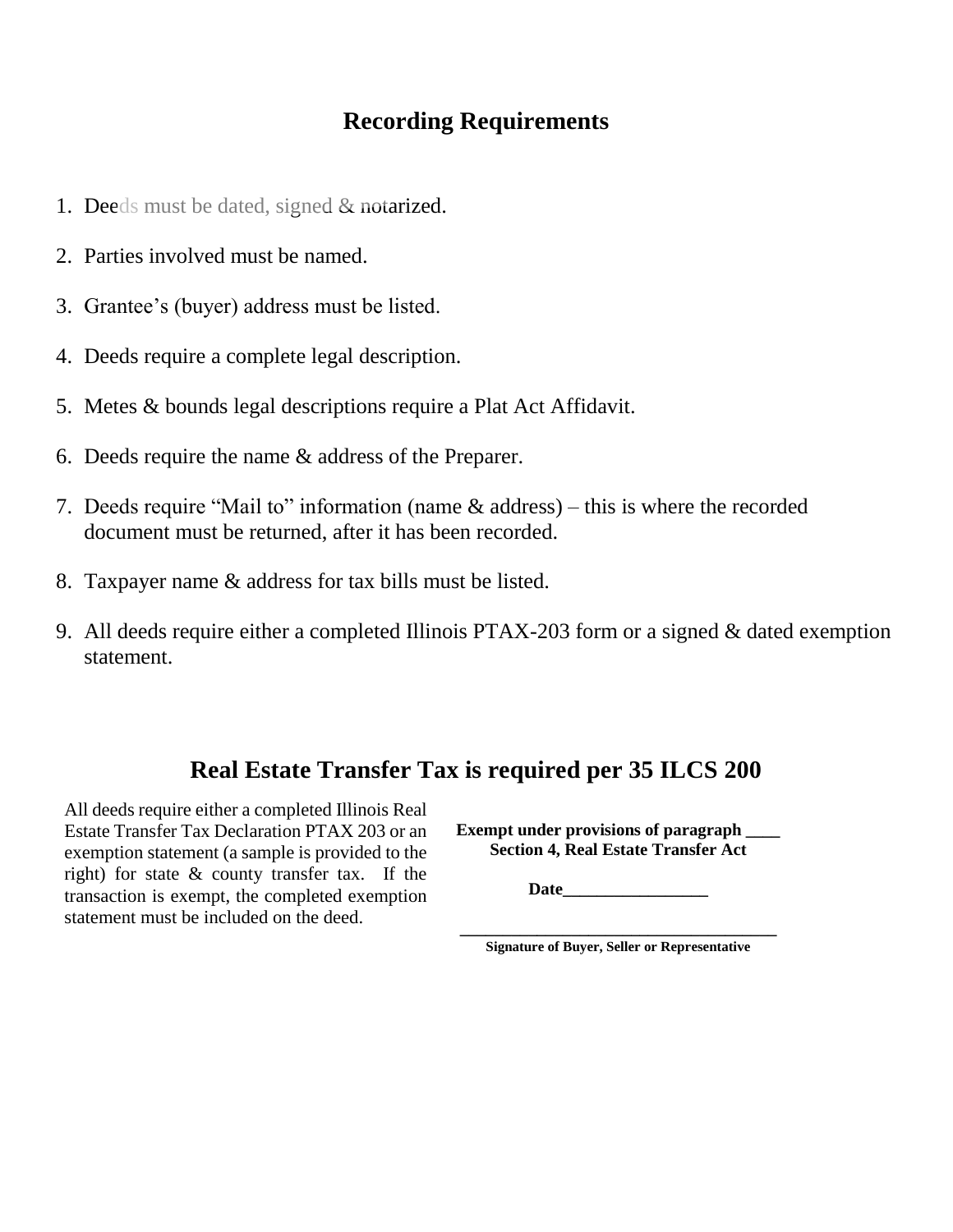# Recording Requirements

1. Deeds must be dated, signed & notarized.
2. Parties involved must be named.
3. Grantee's (buyer) address must be listed.
4. Deeds require a complete legal description.
5. Metes & bounds legal descriptions require a Plat Act Affidavit.
6. Deeds require the name & address of the Preparer.
7. Deeds require "Mail to" information (name & address) – this is where the recorded document must be returned, after it has been recorded.
8. Taxpayer name & address for tax bills must be listed.
9. All deeds require either a completed Illinois PTAX-203 form or a signed & dated exemption statement.

# Real Estate Transfer Tax is required per 35 ILCS 200

All deeds require either a completed Illinois Real Estate Transfer Tax Declaration PTAX 203 or an exemption statement (a sample is provided to the right) for state & county transfer tax. If the transaction is exempt, the completed exemption statement must be included on the deed.

**Exempt under provisions of paragraph ____**
**Section 4, Real Estate Transfer Act**

**Date________________**

**______________________________________**
**Signature of Buyer, Seller or Representative**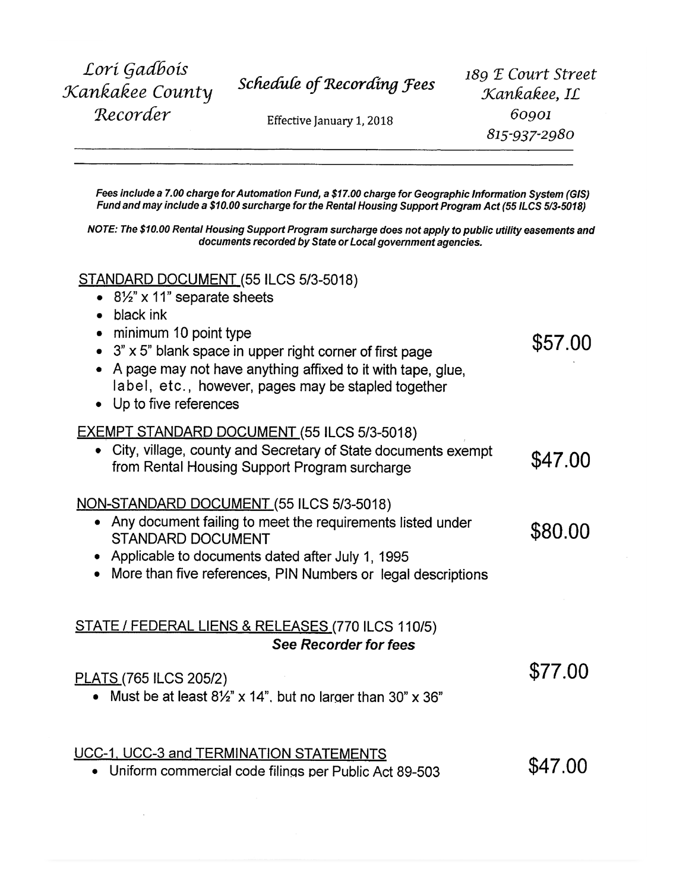*Lori Gadbois*
*Kankakee County*
*Recorder*

*Schedule of Recording Fees*

Effective January 1, 2018

*189 E Court Street*
*Kankakee, IL*
*60901*
*815-937-2980*

---

***Fees include a 7.00 charge for Automation Fund, a $17.00 charge for Geographic Information System (GIS) Fund and may include a $10.00 surcharge for the Rental Housing Support Program Act (55 ILCS 5/3-5018)***

***NOTE: The $10.00 Rental Housing Support Program surcharge does not apply to public utility easements and documents recorded by State or Local government agencies.***

STANDARD DOCUMENT (55 ILCS 5/3-5018) — **$57.00**

- 8½" x 11" separate sheets
- black ink
- minimum 10 point type
- 3" x 5" blank space in upper right corner of first page
- A page may not have anything affixed to it with tape, glue, label, etc., however, pages may be stapled together
- Up to five references

EXEMPT STANDARD DOCUMENT (55 ILCS 5/3-5018) — **$47.00**

- City, village, county and Secretary of State documents exempt from Rental Housing Support Program surcharge

NON-STANDARD DOCUMENT (55 ILCS 5/3-5018) — **$80.00**

- Any document failing to meet the requirements listed under STANDARD DOCUMENT
- Applicable to documents dated after July 1, 1995
- More than five references, PIN Numbers or legal descriptions

STATE / FEDERAL LIENS & RELEASES (770 ILCS 110/5)

***See Recorder for fees***

PLATS (765 ILCS 205/2) — **$77.00**

- Must be at least 8½" x 14", but no larger than 30" x 36"

UCC-1, UCC-3 and TERMINATION STATEMENTS — **$47.00**

- Uniform commercial code filings per Public Act 89-503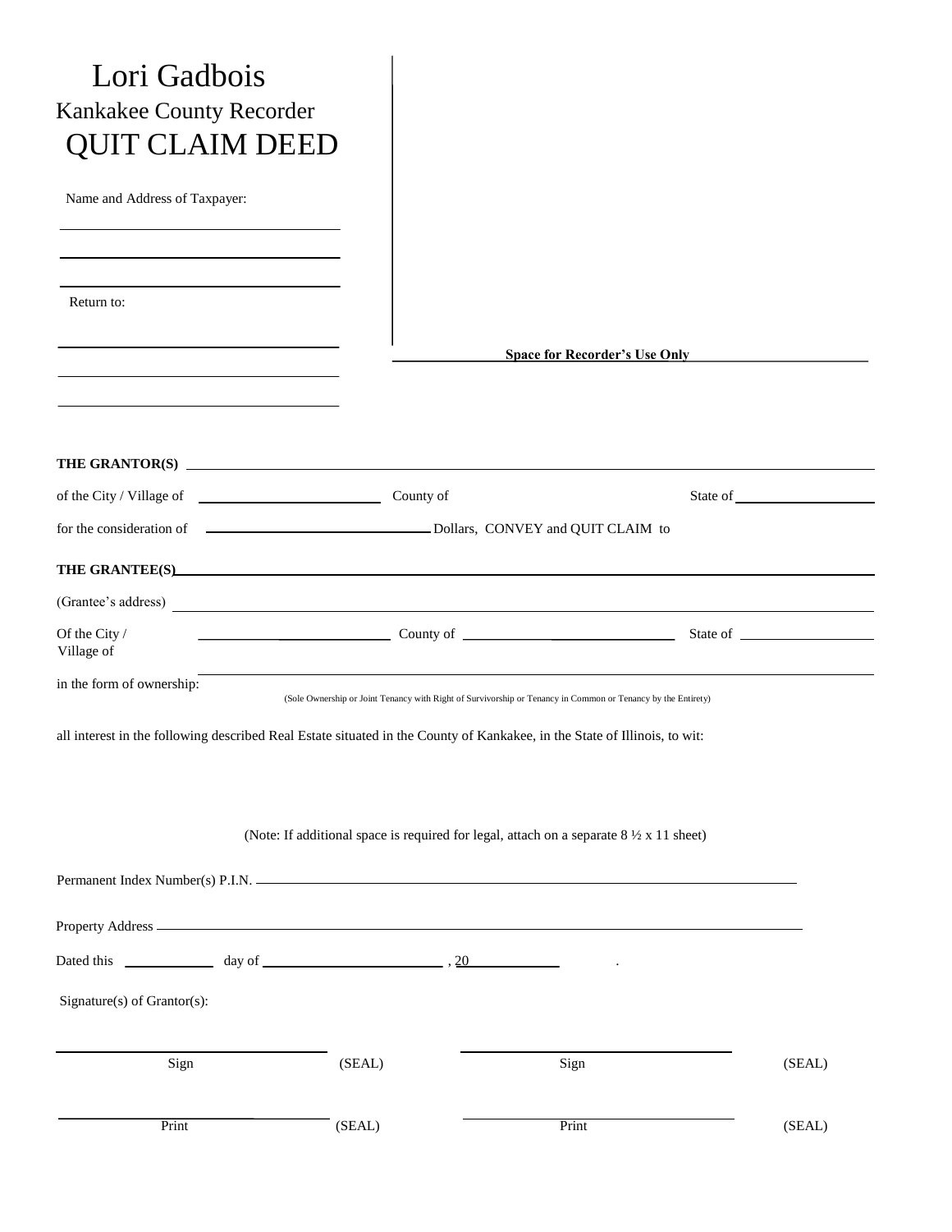# Lori Gadbois

## Kankakee County Recorder

# QUIT CLAIM DEED

Name and Address of Taxpayer:

\_\_\_\_\_\_\_\_\_\_\_\_\_\_\_\_\_\_\_\_\_\_\_\_\_\_\_\_\_\_\_\_\_\_\_\_

\_\_\_\_\_\_\_\_\_\_\_\_\_\_\_\_\_\_\_\_\_\_\_\_\_\_\_\_\_\_\_\_\_\_\_\_

\_\_\_\_\_\_\_\_\_\_\_\_\_\_\_\_\_\_\_\_\_\_\_\_\_\_\_\_\_\_\_\_\_\_\_\_

Return to:

\_\_\_\_\_\_\_\_\_\_\_\_\_\_\_\_\_\_\_\_\_\_\_\_\_\_\_\_\_\_\_\_\_\_\_\_

\_\_\_\_\_\_\_\_\_\_\_\_\_\_\_\_\_\_\_\_\_\_\_\_\_\_\_\_\_\_\_\_\_\_\_\_

\_\_\_\_\_\_\_\_\_\_\_\_\_\_\_\_\_\_\_\_\_\_\_\_\_\_\_\_\_\_\_\_\_\_\_\_

**Space for Recorder's Use Only**

**THE GRANTOR(S)** \_\_\_\_\_\_\_\_\_\_\_\_\_\_\_\_\_\_\_\_\_\_\_\_\_\_\_\_\_\_\_\_\_\_\_\_\_\_\_\_\_\_\_\_\_\_\_\_\_\_\_\_\_\_\_\_\_\_\_\_

of the City / Village of \_\_\_\_\_\_\_\_\_\_\_\_\_\_\_\_\_\_\_\_\_\_\_\_ County of \_\_\_\_\_\_\_\_\_\_\_\_\_\_\_\_\_\_\_\_\_\_\_\_ State of \_\_\_\_\_\_\_\_\_\_\_\_\_\_\_\_\_\_\_\_

for the consideration of \_\_\_\_\_\_\_\_\_\_\_\_\_\_\_\_\_\_\_\_\_\_\_\_\_\_\_\_\_\_\_\_ Dollars, CONVEY and QUIT CLAIM to

**THE GRANTEE(S)** \_\_\_\_\_\_\_\_\_\_\_\_\_\_\_\_\_\_\_\_\_\_\_\_\_\_\_\_\_\_\_\_\_\_\_\_\_\_\_\_\_\_\_\_\_\_\_\_\_\_\_\_\_\_\_\_\_\_\_\_

(Grantee's address) \_\_\_\_\_\_\_\_\_\_\_\_\_\_\_\_\_\_\_\_\_\_\_\_\_\_\_\_\_\_\_\_\_\_\_\_\_\_\_\_\_\_\_\_\_\_\_\_\_\_\_\_\_\_\_\_\_\_\_\_

Of the City / Village of \_\_\_\_\_\_\_\_\_\_\_\_\_\_\_\_\_\_\_\_\_\_\_\_ County of \_\_\_\_\_\_\_\_\_\_\_\_\_\_\_\_\_\_\_\_\_\_\_\_ State of \_\_\_\_\_\_\_\_\_\_\_\_\_\_\_\_\_\_\_\_

in the form of ownership: \_\_\_\_\_\_\_\_\_\_\_\_\_\_\_\_\_\_\_\_\_\_\_\_\_\_\_\_\_\_\_\_\_\_\_\_\_\_\_\_\_\_\_\_\_\_\_\_\_\_\_\_\_\_\_\_\_\_\_\_

(Sole Ownership or Joint Tenancy with Right of Survivorship or Tenancy in Common or Tenancy by the Entirety)

all interest in the following described Real Estate situated in the County of Kankakee, in the State of Illinois, to wit:

(Note: If additional space is required for legal, attach on a separate 8 ½ x 11 sheet)

Permanent Index Number(s) P.I.N. \_\_\_\_\_\_\_\_\_\_\_\_\_\_\_\_\_\_\_\_\_\_\_\_\_\_\_\_\_\_\_\_\_\_\_\_\_\_\_\_\_\_\_\_\_\_\_\_\_\_\_\_\_\_\_\_\_\_\_\_

Property Address \_\_\_\_\_\_\_\_\_\_\_\_\_\_\_\_\_\_\_\_\_\_\_\_\_\_\_\_\_\_\_\_\_\_\_\_\_\_\_\_\_\_\_\_\_\_\_\_\_\_\_\_\_\_\_\_\_\_\_\_

Dated this \_\_\_\_\_\_\_\_\_\_\_\_ day of \_\_\_\_\_\_\_\_\_\_\_\_\_\_\_\_\_\_\_\_\_\_\_\_ , 20\_\_\_\_\_\_\_\_\_\_\_\_ .

Signature(s) of Grantor(s):

| \_\_\_\_\_\_\_\_\_\_\_\_\_\_\_\_\_\_\_\_\_\_\_\_ | | \_\_\_\_\_\_\_\_\_\_\_\_\_\_\_\_\_\_\_\_\_\_\_\_ | |
|---|---|---|---|
| Sign | (SEAL) | Sign | (SEAL) |
| \_\_\_\_\_\_\_\_\_\_\_\_\_\_\_\_\_\_\_\_\_\_\_\_ | | \_\_\_\_\_\_\_\_\_\_\_\_\_\_\_\_\_\_\_\_\_\_\_\_ | |
| Print | (SEAL) | Print | (SEAL) |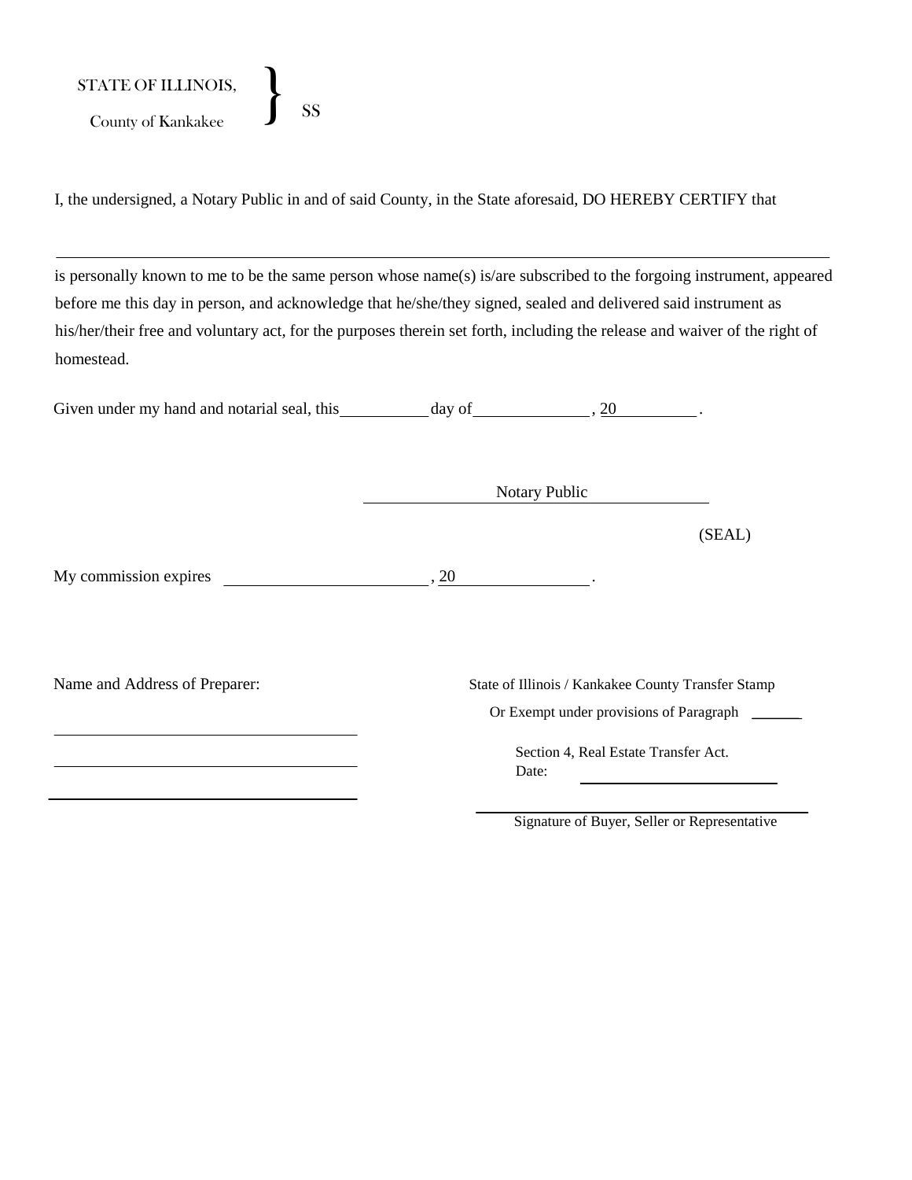STATE OF ILLINOIS,
County of Kankakee } SS

I, the undersigned, a Notary Public in and of said County, in the State aforesaid, DO HEREBY CERTIFY that

______________________________________________________________________________

is personally known to me to be the same person whose name(s) is/are subscribed to the forgoing instrument, appeared before me this day in person, and acknowledge that he/she/they signed, sealed and delivered said instrument as his/her/their free and voluntary act, for the purposes therein set forth, including the release and waiver of the right of homestead.

Given under my hand and notarial seal, this __________ day of _____________, 20__________.

______________________________
Notary Public

(SEAL)

My commission expires ______________________, 20_______________.

Name and Address of Preparer:

______________________________

______________________________

______________________________

State of Illinois / Kankakee County Transfer Stamp

Or Exempt under provisions of Paragraph ______

Section 4, Real Estate Transfer Act.

Date: ______________________

______________________________
Signature of Buyer, Seller or Representative